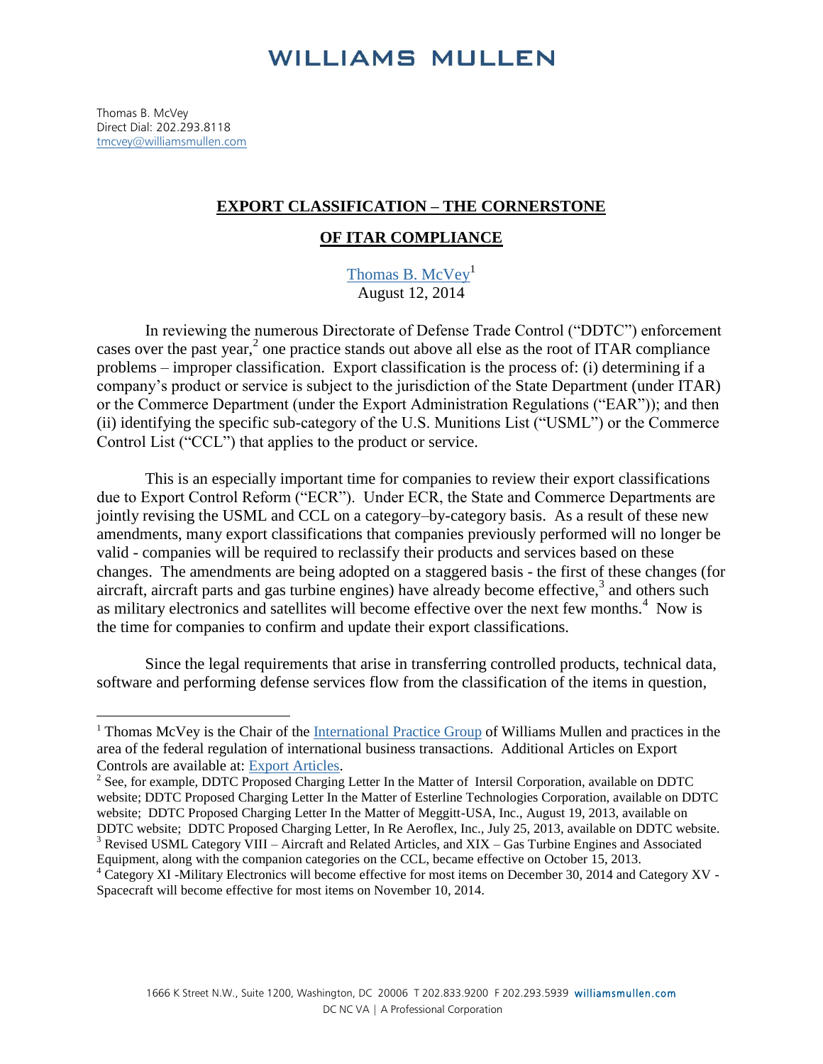# WILLIAMS MULLEN

Thomas B. McVey
Direct Dial: 202.293.8118
tmcvey@williamsmullen.com

## EXPORT CLASSIFICATION – THE CORNERSTONE OF ITAR COMPLIANCE

Thomas B. McVey[1]
August 12, 2014

In reviewing the numerous Directorate of Defense Trade Control ("DDTC") enforcement cases over the past year,[2] one practice stands out above all else as the root of ITAR compliance problems – improper classification. Export classification is the process of: (i) determining if a company's product or service is subject to the jurisdiction of the State Department (under ITAR) or the Commerce Department (under the Export Administration Regulations ("EAR")); and then (ii) identifying the specific sub-category of the U.S. Munitions List ("USML") or the Commerce Control List ("CCL") that applies to the product or service.

This is an especially important time for companies to review their export classifications due to Export Control Reform ("ECR"). Under ECR, the State and Commerce Departments are jointly revising the USML and CCL on a category–by-category basis. As a result of these new amendments, many export classifications that companies previously performed will no longer be valid - companies will be required to reclassify their products and services based on these changes. The amendments are being adopted on a staggered basis - the first of these changes (for aircraft, aircraft parts and gas turbine engines) have already become effective,[3] and others such as military electronics and satellites will become effective over the next few months.[4] Now is the time for companies to confirm and update their export classifications.

Since the legal requirements that arise in transferring controlled products, technical data, software and performing defense services flow from the classification of the items in question,

---

[1] Thomas McVey is the Chair of the International Practice Group of Williams Mullen and practices in the area of the federal regulation of international business transactions. Additional Articles on Export Controls are available at: Export Articles.

[2] See, for example, DDTC Proposed Charging Letter In the Matter of Intersil Corporation, available on DDTC website; DDTC Proposed Charging Letter In the Matter of Esterline Technologies Corporation, available on DDTC website; DDTC Proposed Charging Letter In the Matter of Meggitt-USA, Inc., August 19, 2013, available on DDTC website; DDTC Proposed Charging Letter, In Re Aeroflex, Inc., July 25, 2013, available on DDTC website.

[3] Revised USML Category VIII – Aircraft and Related Articles, and XIX – Gas Turbine Engines and Associated Equipment, along with the companion categories on the CCL, became effective on October 15, 2013.

[4] Category XI -Military Electronics will become effective for most items on December 30, 2014 and Category XV - Spacecraft will become effective for most items on November 10, 2014.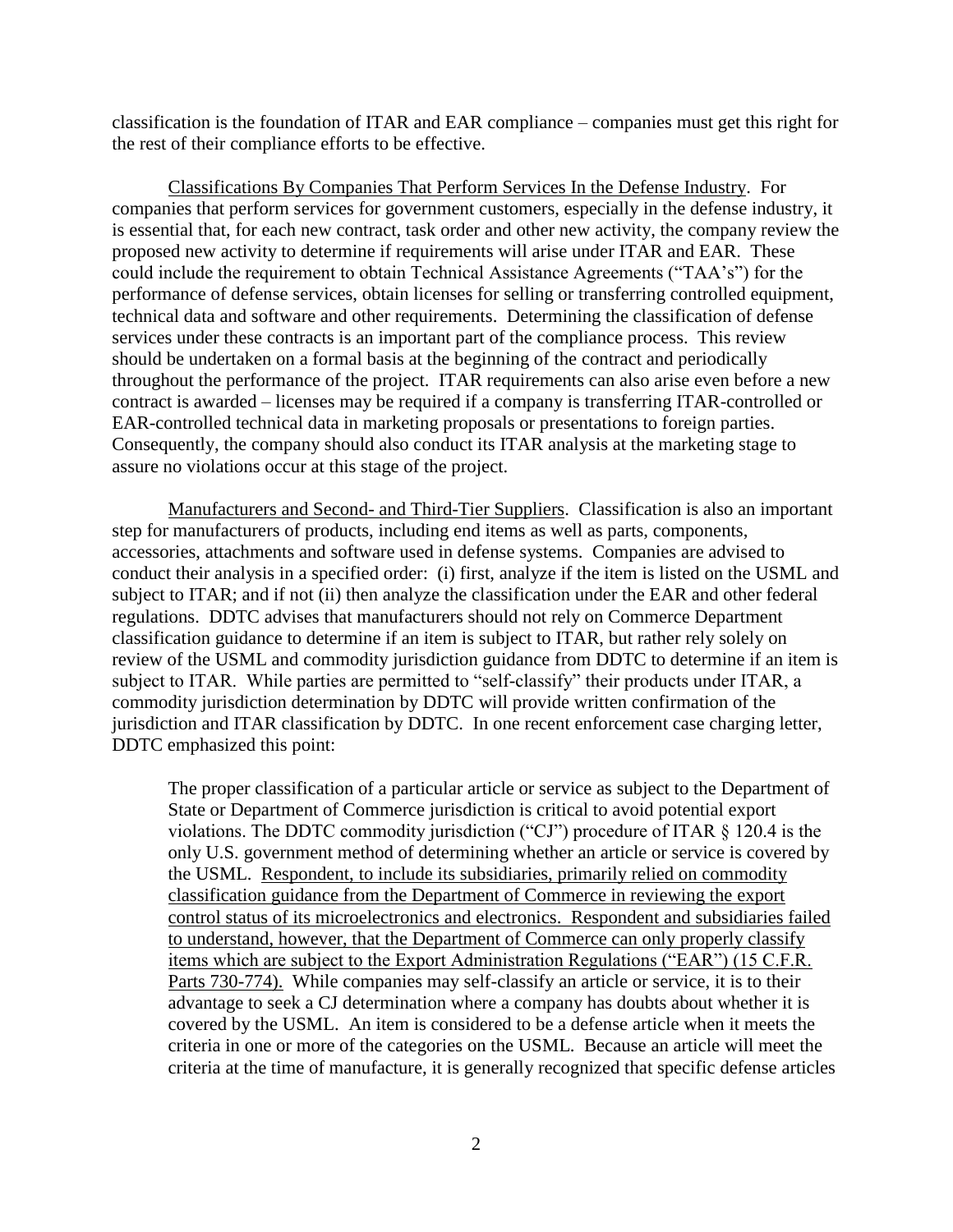classification is the foundation of ITAR and EAR compliance – companies must get this right for the rest of their compliance efforts to be effective.

<u>Classifications By Companies That Perform Services In the Defense Industry</u>. For companies that perform services for government customers, especially in the defense industry, it is essential that, for each new contract, task order and other new activity, the company review the proposed new activity to determine if requirements will arise under ITAR and EAR. These could include the requirement to obtain Technical Assistance Agreements ("TAA's") for the performance of defense services, obtain licenses for selling or transferring controlled equipment, technical data and software and other requirements. Determining the classification of defense services under these contracts is an important part of the compliance process. This review should be undertaken on a formal basis at the beginning of the contract and periodically throughout the performance of the project. ITAR requirements can also arise even before a new contract is awarded – licenses may be required if a company is transferring ITAR-controlled or EAR-controlled technical data in marketing proposals or presentations to foreign parties. Consequently, the company should also conduct its ITAR analysis at the marketing stage to assure no violations occur at this stage of the project.

<u>Manufacturers and Second- and Third-Tier Suppliers</u>. Classification is also an important step for manufacturers of products, including end items as well as parts, components, accessories, attachments and software used in defense systems. Companies are advised to conduct their analysis in a specified order: (i) first, analyze if the item is listed on the USML and subject to ITAR; and if not (ii) then analyze the classification under the EAR and other federal regulations. DDTC advises that manufacturers should not rely on Commerce Department classification guidance to determine if an item is subject to ITAR, but rather rely solely on review of the USML and commodity jurisdiction guidance from DDTC to determine if an item is subject to ITAR. While parties are permitted to "self-classify" their products under ITAR, a commodity jurisdiction determination by DDTC will provide written confirmation of the jurisdiction and ITAR classification by DDTC. In one recent enforcement case charging letter, DDTC emphasized this point:

> The proper classification of a particular article or service as subject to the Department of State or Department of Commerce jurisdiction is critical to avoid potential export violations. The DDTC commodity jurisdiction ("CJ") procedure of ITAR § 120.4 is the only U.S. government method of determining whether an article or service is covered by the USML. <u>Respondent, to include its subsidiaries, primarily relied on commodity classification guidance from the Department of Commerce in reviewing the export control status of its microelectronics and electronics. Respondent and subsidiaries failed to understand, however, that the Department of Commerce can only properly classify items which are subject to the Export Administration Regulations ("EAR") (15 C.F.R. Parts 730-774).</u> While companies may self-classify an article or service, it is to their advantage to seek a CJ determination where a company has doubts about whether it is covered by the USML. An item is considered to be a defense article when it meets the criteria in one or more of the categories on the USML. Because an article will meet the criteria at the time of manufacture, it is generally recognized that specific defense articles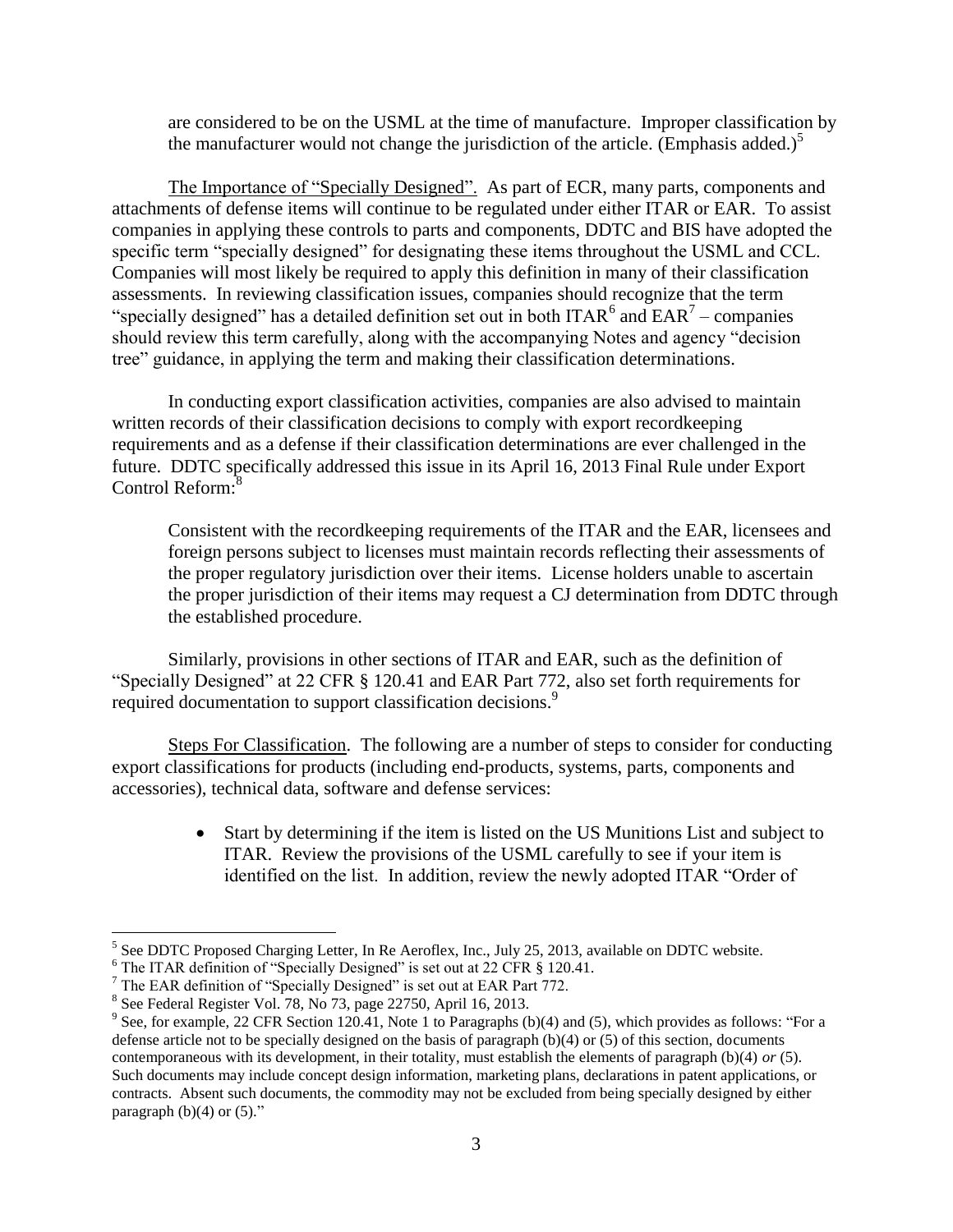are considered to be on the USML at the time of manufacture. Improper classification by the manufacturer would not change the jurisdiction of the article. (Emphasis added.)[5]

The Importance of "Specially Designed". As part of ECR, many parts, components and attachments of defense items will continue to be regulated under either ITAR or EAR. To assist companies in applying these controls to parts and components, DDTC and BIS have adopted the specific term "specially designed" for designating these items throughout the USML and CCL. Companies will most likely be required to apply this definition in many of their classification assessments. In reviewing classification issues, companies should recognize that the term "specially designed" has a detailed definition set out in both ITAR[6] and EAR[7] – companies should review this term carefully, along with the accompanying Notes and agency "decision tree" guidance, in applying the term and making their classification determinations.

In conducting export classification activities, companies are also advised to maintain written records of their classification decisions to comply with export recordkeeping requirements and as a defense if their classification determinations are ever challenged in the future. DDTC specifically addressed this issue in its April 16, 2013 Final Rule under Export Control Reform:[8]

> Consistent with the recordkeeping requirements of the ITAR and the EAR, licensees and foreign persons subject to licenses must maintain records reflecting their assessments of the proper regulatory jurisdiction over their items. License holders unable to ascertain the proper jurisdiction of their items may request a CJ determination from DDTC through the established procedure.

Similarly, provisions in other sections of ITAR and EAR, such as the definition of "Specially Designed" at 22 CFR § 120.41 and EAR Part 772, also set forth requirements for required documentation to support classification decisions.[9]

Steps For Classification. The following are a number of steps to consider for conducting export classifications for products (including end-products, systems, parts, components and accessories), technical data, software and defense services:

- Start by determining if the item is listed on the US Munitions List and subject to ITAR. Review the provisions of the USML carefully to see if your item is identified on the list. In addition, review the newly adopted ITAR "Order of

---

[5] See DDTC Proposed Charging Letter, In Re Aeroflex, Inc., July 25, 2013, available on DDTC website.

[6] The ITAR definition of "Specially Designed" is set out at 22 CFR § 120.41.

[7] The EAR definition of "Specially Designed" is set out at EAR Part 772.

[8] See Federal Register Vol. 78, No 73, page 22750, April 16, 2013.

[9] See, for example, 22 CFR Section 120.41, Note 1 to Paragraphs (b)(4) and (5), which provides as follows: "For a defense article not to be specially designed on the basis of paragraph (b)(4) or (5) of this section, documents contemporaneous with its development, in their totality, must establish the elements of paragraph (b)(4) *or* (5). Such documents may include concept design information, marketing plans, declarations in patent applications, or contracts. Absent such documents, the commodity may not be excluded from being specially designed by either paragraph (b)(4) or (5)."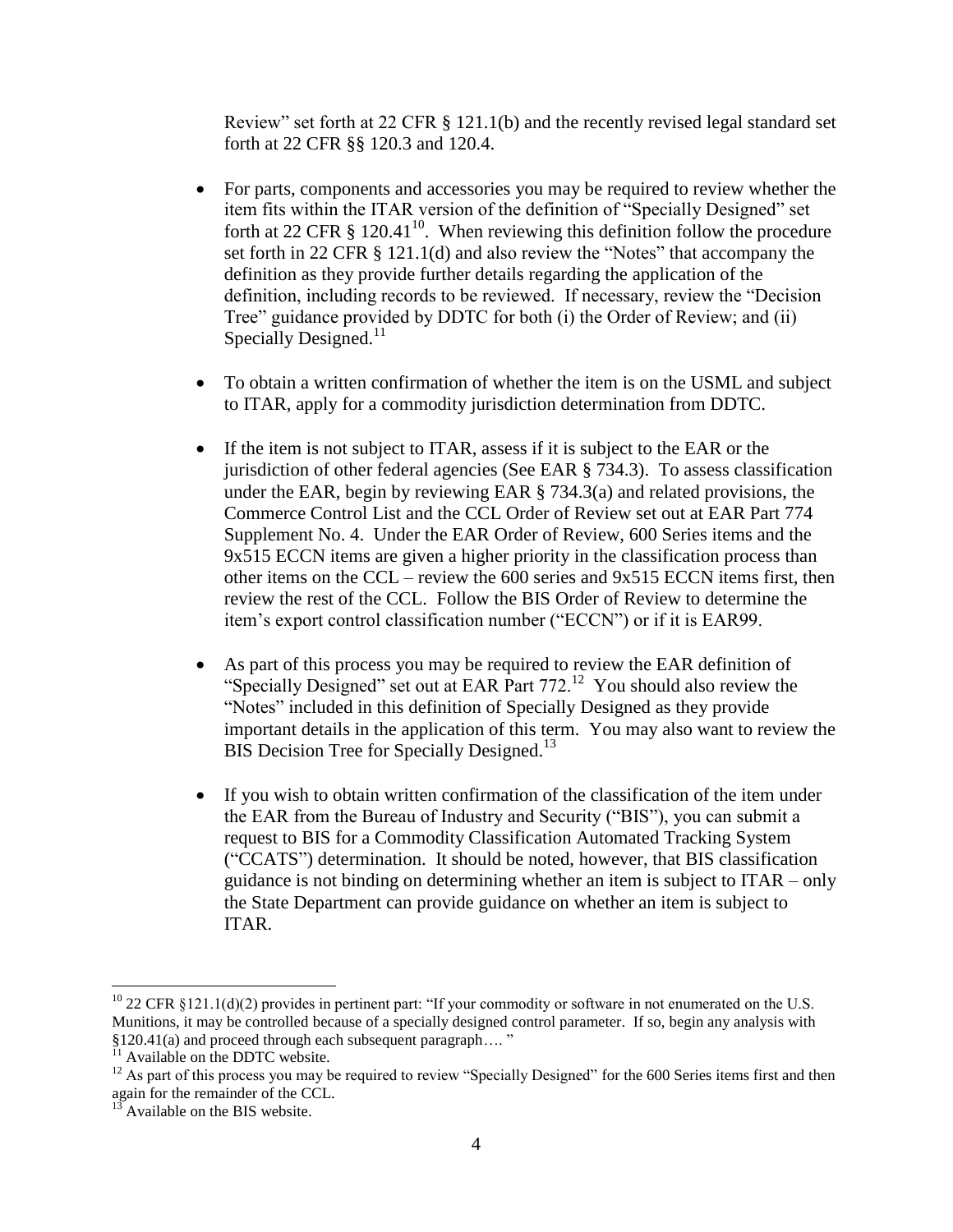Review" set forth at 22 CFR § 121.1(b) and the recently revised legal standard set forth at 22 CFR §§ 120.3 and 120.4.

- For parts, components and accessories you may be required to review whether the item fits within the ITAR version of the definition of "Specially Designed" set forth at 22 CFR § 120.41[10]. When reviewing this definition follow the procedure set forth in 22 CFR § 121.1(d) and also review the "Notes" that accompany the definition as they provide further details regarding the application of the definition, including records to be reviewed. If necessary, review the "Decision Tree" guidance provided by DDTC for both (i) the Order of Review; and (ii) Specially Designed.[11]

- To obtain a written confirmation of whether the item is on the USML and subject to ITAR, apply for a commodity jurisdiction determination from DDTC.

- If the item is not subject to ITAR, assess if it is subject to the EAR or the jurisdiction of other federal agencies (See EAR § 734.3). To assess classification under the EAR, begin by reviewing EAR § 734.3(a) and related provisions, the Commerce Control List and the CCL Order of Review set out at EAR Part 774 Supplement No. 4. Under the EAR Order of Review, 600 Series items and the 9x515 ECCN items are given a higher priority in the classification process than other items on the CCL – review the 600 series and 9x515 ECCN items first, then review the rest of the CCL. Follow the BIS Order of Review to determine the item's export control classification number ("ECCN") or if it is EAR99.

- As part of this process you may be required to review the EAR definition of "Specially Designed" set out at EAR Part 772.[12] You should also review the "Notes" included in this definition of Specially Designed as they provide important details in the application of this term. You may also want to review the BIS Decision Tree for Specially Designed.[13]

- If you wish to obtain written confirmation of the classification of the item under the EAR from the Bureau of Industry and Security ("BIS"), you can submit a request to BIS for a Commodity Classification Automated Tracking System ("CCATS") determination. It should be noted, however, that BIS classification guidance is not binding on determining whether an item is subject to ITAR – only the State Department can provide guidance on whether an item is subject to ITAR.

---

[10] 22 CFR §121.1(d)(2) provides in pertinent part: "If your commodity or software in not enumerated on the U.S. Munitions, it may be controlled because of a specially designed control parameter. If so, begin any analysis with §120.41(a) and proceed through each subsequent paragraph…. "

[11] Available on the DDTC website.

[12] As part of this process you may be required to review "Specially Designed" for the 600 Series items first and then again for the remainder of the CCL.

[13] Available on the BIS website.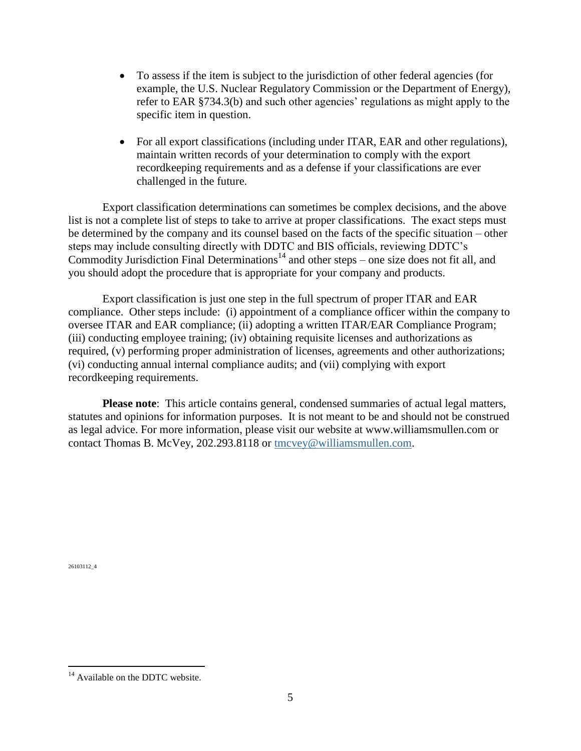- To assess if the item is subject to the jurisdiction of other federal agencies (for example, the U.S. Nuclear Regulatory Commission or the Department of Energy), refer to EAR §734.3(b) and such other agencies' regulations as might apply to the specific item in question.

- For all export classifications (including under ITAR, EAR and other regulations), maintain written records of your determination to comply with the export recordkeeping requirements and as a defense if your classifications are ever challenged in the future.

Export classification determinations can sometimes be complex decisions, and the above list is not a complete list of steps to take to arrive at proper classifications. The exact steps must be determined by the company and its counsel based on the facts of the specific situation – other steps may include consulting directly with DDTC and BIS officials, reviewing DDTC's Commodity Jurisdiction Final Determinations[14] and other steps – one size does not fit all, and you should adopt the procedure that is appropriate for your company and products.

Export classification is just one step in the full spectrum of proper ITAR and EAR compliance. Other steps include: (i) appointment of a compliance officer within the company to oversee ITAR and EAR compliance; (ii) adopting a written ITAR/EAR Compliance Program; (iii) conducting employee training; (iv) obtaining requisite licenses and authorizations as required, (v) performing proper administration of licenses, agreements and other authorizations; (vi) conducting annual internal compliance audits; and (vii) complying with export recordkeeping requirements.

**Please note**: This article contains general, condensed summaries of actual legal matters, statutes and opinions for information purposes. It is not meant to be and should not be construed as legal advice. For more information, please visit our website at www.williamsmullen.com or contact Thomas B. McVey, 202.293.8118 or tmcvey@williamsmullen.com.

26103112_4

[14] Available on the DDTC website.